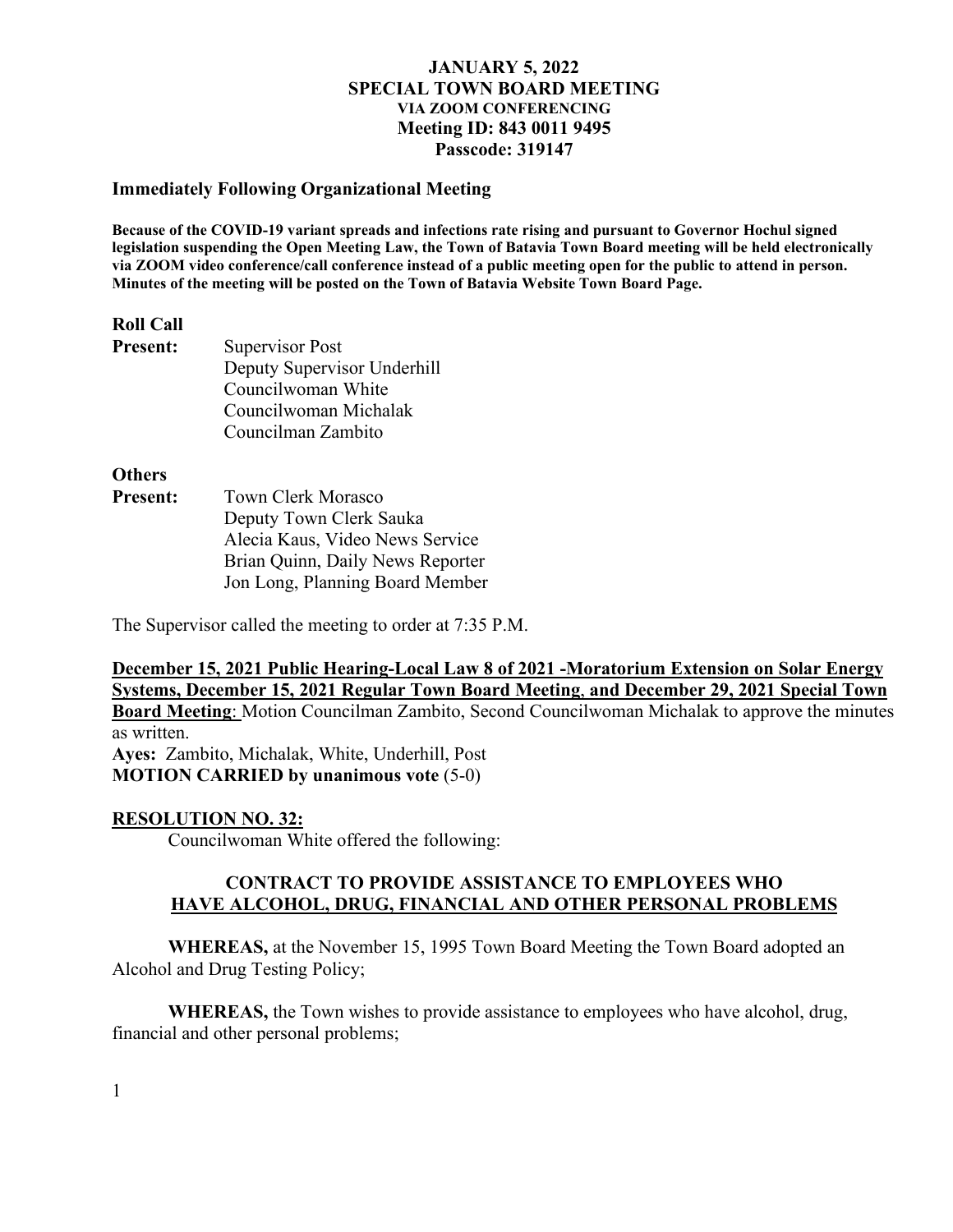# JANUARY 5, 2022
## SPECIAL TOWN BOARD MEETING
**VIA ZOOM CONFERENCING**
**Meeting ID: 843 0011 9495**
**Passcode: 319147**

**Immediately Following Organizational Meeting**

**Because of the COVID-19 variant spreads and infections rate rising and pursuant to Governor Hochul signed legislation suspending the Open Meeting Law, the Town of Batavia Town Board meeting will be held electronically via ZOOM video conference/call conference instead of a public meeting open for the public to attend in person. Minutes of the meeting will be posted on the Town of Batavia Website Town Board Page.**

**Roll Call**

**Present:**
Supervisor Post
Deputy Supervisor Underhill
Councilwoman White
Councilwoman Michalak
Councilman Zambito

**Others Present:**
Town Clerk Morasco
Deputy Town Clerk Sauka
Alecia Kaus, Video News Service
Brian Quinn, Daily News Reporter
Jon Long, Planning Board Member

The Supervisor called the meeting to order at 7:35 P.M.

**December 15, 2021 Public Hearing-Local Law 8 of 2021 -Moratorium Extension on Solar Energy Systems, December 15, 2021 Regular Town Board Meeting, and December 29, 2021 Special Town Board Meeting**: Motion Councilman Zambito, Second Councilwoman Michalak to approve the minutes as written.

**Ayes:** Zambito, Michalak, White, Underhill, Post
**MOTION CARRIED by unanimous vote** (5-0)

**RESOLUTION NO. 32:**

Councilwoman White offered the following:

**CONTRACT TO PROVIDE ASSISTANCE TO EMPLOYEES WHO HAVE ALCOHOL, DRUG, FINANCIAL AND OTHER PERSONAL PROBLEMS**

**WHEREAS,** at the November 15, 1995 Town Board Meeting the Town Board adopted an Alcohol and Drug Testing Policy;

**WHEREAS,** the Town wishes to provide assistance to employees who have alcohol, drug, financial and other personal problems;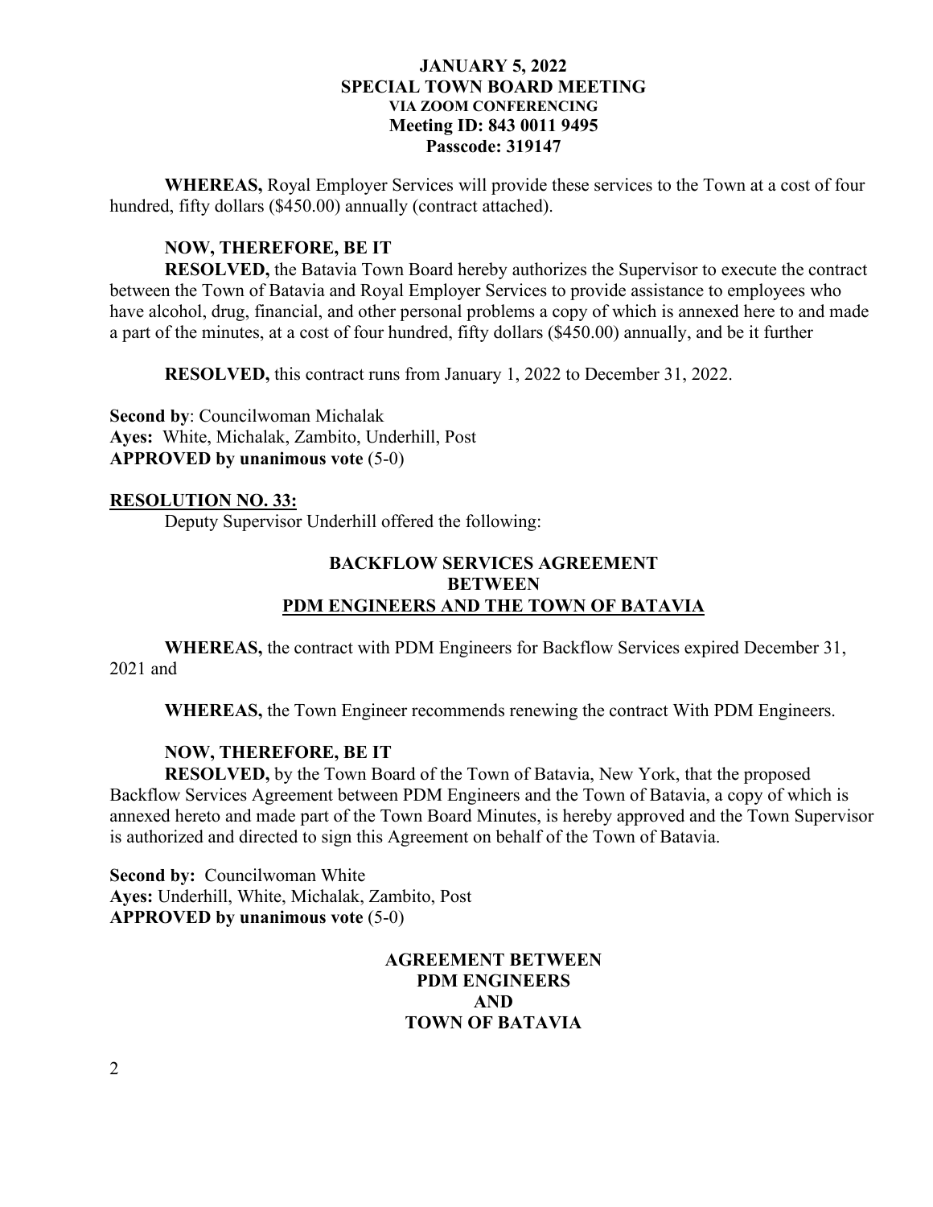**WHEREAS,** Royal Employer Services will provide these services to the Town at a cost of four hundred, fifty dollars ($450.00) annually (contract attached).

**NOW, THEREFORE, BE IT**

**RESOLVED,** the Batavia Town Board hereby authorizes the Supervisor to execute the contract between the Town of Batavia and Royal Employer Services to provide assistance to employees who have alcohol, drug, financial, and other personal problems a copy of which is annexed here to and made a part of the minutes, at a cost of four hundred, fifty dollars ($450.00) annually, and be it further

**RESOLVED,** this contract runs from January 1, 2022 to December 31, 2022.

**Second by**: Councilwoman Michalak
**Ayes:** White, Michalak, Zambito, Underhill, Post
**APPROVED by unanimous vote** (5-0)

**RESOLUTION NO. 33:**

Deputy Supervisor Underhill offered the following:

**BACKFLOW SERVICES AGREEMENT**
**BETWEEN**
**PDM ENGINEERS AND THE TOWN OF BATAVIA**

**WHEREAS,** the contract with PDM Engineers for Backflow Services expired December 31, 2021 and

**WHEREAS,** the Town Engineer recommends renewing the contract With PDM Engineers.

**NOW, THEREFORE, BE IT**

**RESOLVED,** by the Town Board of the Town of Batavia, New York, that the proposed Backflow Services Agreement between PDM Engineers and the Town of Batavia, a copy of which is annexed hereto and made part of the Town Board Minutes, is hereby approved and the Town Supervisor is authorized and directed to sign this Agreement on behalf of the Town of Batavia.

**Second by:** Councilwoman White
**Ayes:** Underhill, White, Michalak, Zambito, Post
**APPROVED by unanimous vote** (5-0)

**AGREEMENT BETWEEN**
**PDM ENGINEERS**
**AND**
**TOWN OF BATAVIA**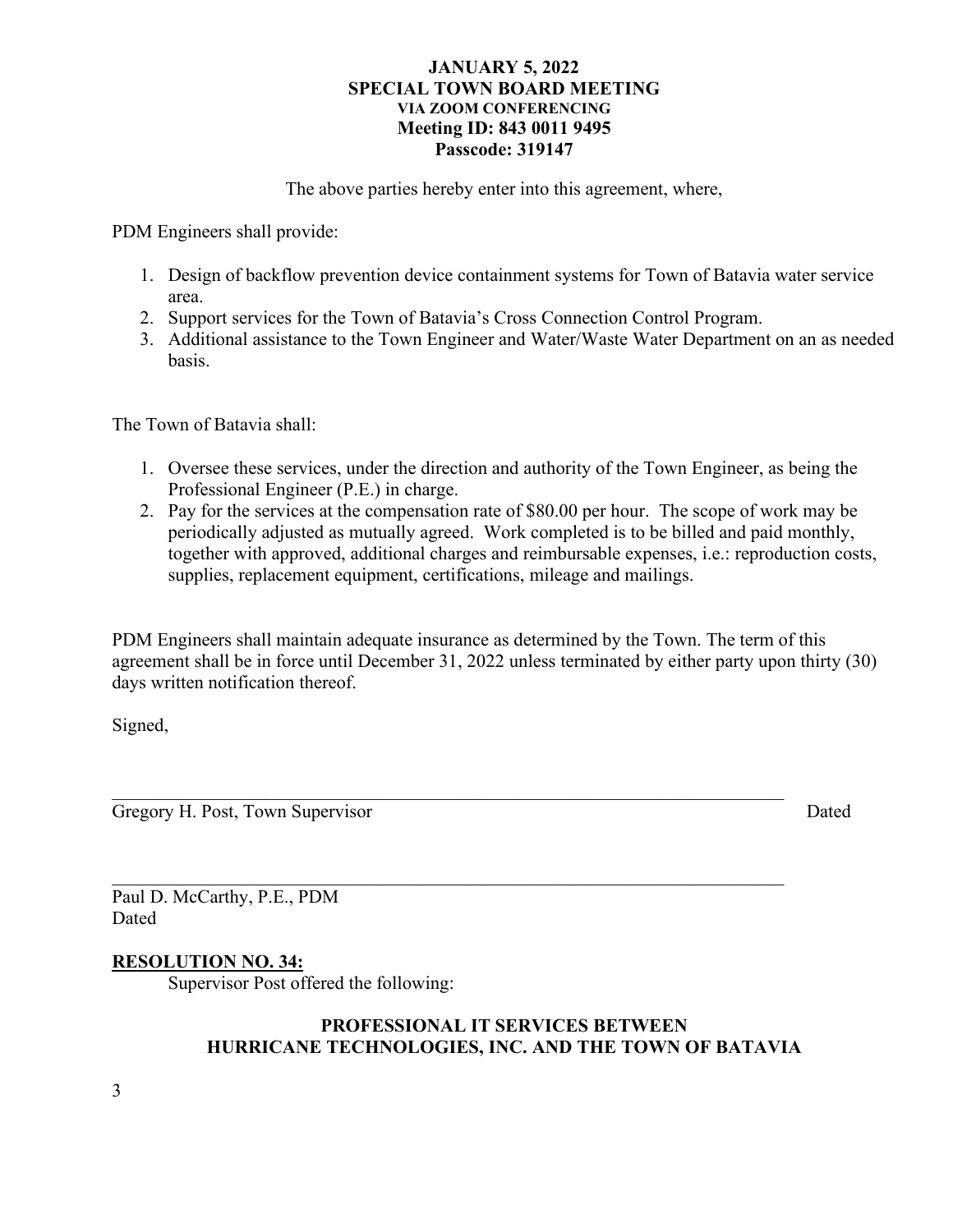The above parties hereby enter into this agreement, where,

PDM Engineers shall provide:

1. Design of backflow prevention device containment systems for Town of Batavia water service area.
2. Support services for the Town of Batavia's Cross Connection Control Program.
3. Additional assistance to the Town Engineer and Water/Waste Water Department on an as needed basis.

The Town of Batavia shall:

1. Oversee these services, under the direction and authority of the Town Engineer, as being the Professional Engineer (P.E.) in charge.
2. Pay for the services at the compensation rate of $80.00 per hour. The scope of work may be periodically adjusted as mutually agreed. Work completed is to be billed and paid monthly, together with approved, additional charges and reimbursable expenses, i.e.: reproduction costs, supplies, replacement equipment, certifications, mileage and mailings.

PDM Engineers shall maintain adequate insurance as determined by the Town. The term of this agreement shall be in force until December 31, 2022 unless terminated by either party upon thirty (30) days written notification thereof.

Signed,

\_\_\_\_\_\_\_\_\_\_\_\_\_\_\_\_\_\_\_\_\_\_\_\_\_\_\_\_\_\_\_\_\_\_\_\_\_\_\_\_\_\_\_\_\_\_\_\_\_\_\_\_\_\_\_\_\_\_\_\_\_\_\_\_

Gregory H. Post, Town Supervisor Dated

\_\_\_\_\_\_\_\_\_\_\_\_\_\_\_\_\_\_\_\_\_\_\_\_\_\_\_\_\_\_\_\_\_\_\_\_\_\_\_\_\_\_\_\_\_\_\_\_\_\_\_\_\_\_\_\_\_\_\_\_\_\_\_\_

Paul D. McCarthy, P.E., PDM
Dated

**RESOLUTION NO. 34:**

Supervisor Post offered the following:

**PROFESSIONAL IT SERVICES BETWEEN HURRICANE TECHNOLOGIES, INC. AND THE TOWN OF BATAVIA**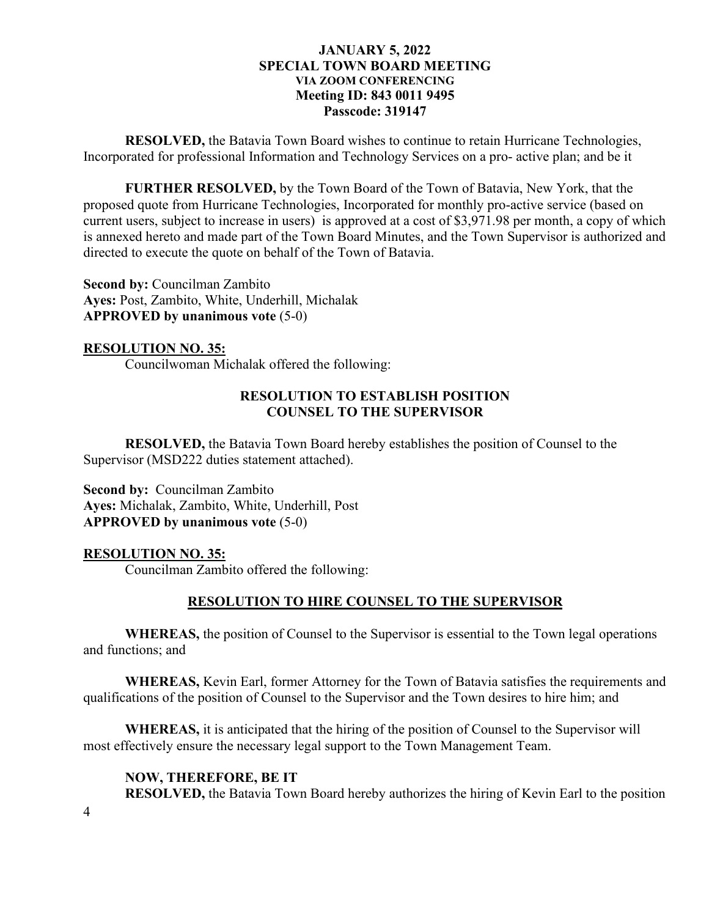**RESOLVED,** the Batavia Town Board wishes to continue to retain Hurricane Technologies, Incorporated for professional Information and Technology Services on a pro- active plan; and be it

**FURTHER RESOLVED,** by the Town Board of the Town of Batavia, New York, that the proposed quote from Hurricane Technologies, Incorporated for monthly pro-active service (based on current users, subject to increase in users) is approved at a cost of $3,971.98 per month, a copy of which is annexed hereto and made part of the Town Board Minutes, and the Town Supervisor is authorized and directed to execute the quote on behalf of the Town of Batavia.

**Second by:** Councilman Zambito
**Ayes:** Post, Zambito, White, Underhill, Michalak
**APPROVED by unanimous vote** (5-0)

**RESOLUTION NO. 35:**

Councilwoman Michalak offered the following:

### RESOLUTION TO ESTABLISH POSITION COUNSEL TO THE SUPERVISOR

**RESOLVED,** the Batavia Town Board hereby establishes the position of Counsel to the Supervisor (MSD222 duties statement attached).

**Second by:** Councilman Zambito
**Ayes:** Michalak, Zambito, White, Underhill, Post
**APPROVED by unanimous vote** (5-0)

**RESOLUTION NO. 35:**

Councilman Zambito offered the following:

### RESOLUTION TO HIRE COUNSEL TO THE SUPERVISOR

**WHEREAS,** the position of Counsel to the Supervisor is essential to the Town legal operations and functions; and

**WHEREAS,** Kevin Earl, former Attorney for the Town of Batavia satisfies the requirements and qualifications of the position of Counsel to the Supervisor and the Town desires to hire him; and

**WHEREAS,** it is anticipated that the hiring of the position of Counsel to the Supervisor will most effectively ensure the necessary legal support to the Town Management Team.

**NOW, THEREFORE, BE IT**

**RESOLVED,** the Batavia Town Board hereby authorizes the hiring of Kevin Earl to the position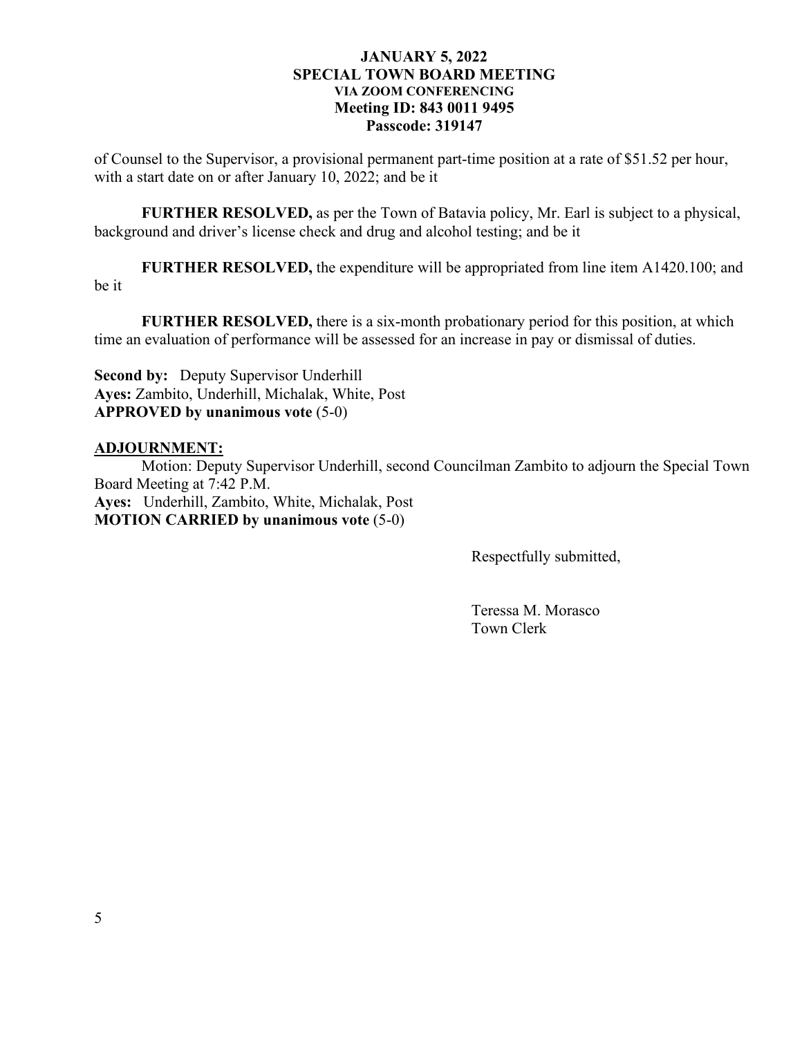of Counsel to the Supervisor, a provisional permanent part-time position at a rate of $51.52 per hour, with a start date on or after January 10, 2022; and be it

**FURTHER RESOLVED,** as per the Town of Batavia policy, Mr. Earl is subject to a physical, background and driver's license check and drug and alcohol testing; and be it

**FURTHER RESOLVED,** the expenditure will be appropriated from line item A1420.100; and be it

**FURTHER RESOLVED,** there is a six-month probationary period for this position, at which time an evaluation of performance will be assessed for an increase in pay or dismissal of duties.

**Second by:** Deputy Supervisor Underhill
**Ayes:** Zambito, Underhill, Michalak, White, Post
**APPROVED by unanimous vote** (5-0)

## ADJOURNMENT:

Motion: Deputy Supervisor Underhill, second Councilman Zambito to adjourn the Special Town Board Meeting at 7:42 P.M.
**Ayes:** Underhill, Zambito, White, Michalak, Post
**MOTION CARRIED by unanimous vote** (5-0)

Respectfully submitted,

Teressa M. Morasco
Town Clerk